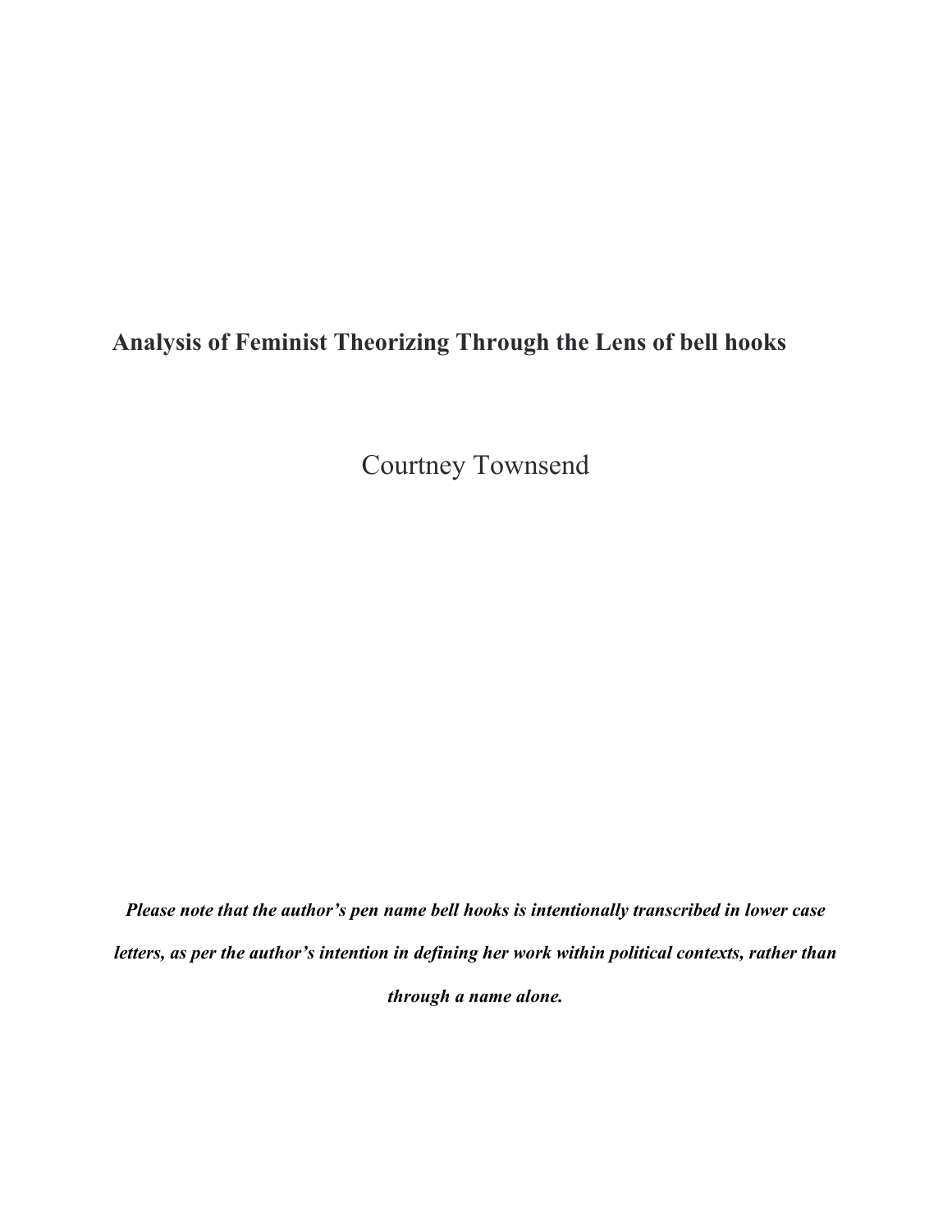# Analysis of Feminist Theorizing Through the Lens of bell hooks

Courtney Townsend

***Please note that the author's pen name bell hooks is intentionally transcribed in lower case letters, as per the author's intention in defining her work within political contexts, rather than through a name alone.***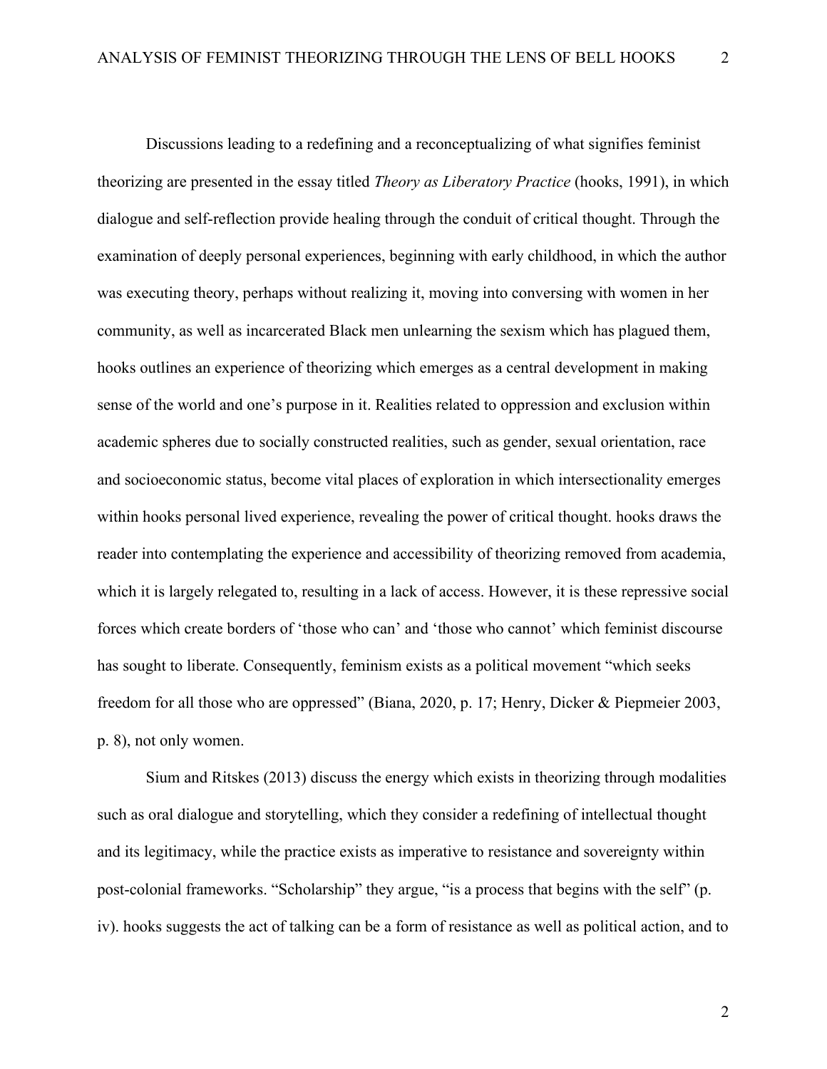Discussions leading to a redefining and a reconceptualizing of what signifies feminist theorizing are presented in the essay titled *Theory as Liberatory Practice* (hooks, 1991), in which dialogue and self-reflection provide healing through the conduit of critical thought. Through the examination of deeply personal experiences, beginning with early childhood, in which the author was executing theory, perhaps without realizing it, moving into conversing with women in her community, as well as incarcerated Black men unlearning the sexism which has plagued them, hooks outlines an experience of theorizing which emerges as a central development in making sense of the world and one's purpose in it. Realities related to oppression and exclusion within academic spheres due to socially constructed realities, such as gender, sexual orientation, race and socioeconomic status, become vital places of exploration in which intersectionality emerges within hooks personal lived experience, revealing the power of critical thought. hooks draws the reader into contemplating the experience and accessibility of theorizing removed from academia, which it is largely relegated to, resulting in a lack of access. However, it is these repressive social forces which create borders of 'those who can' and 'those who cannot' which feminist discourse has sought to liberate. Consequently, feminism exists as a political movement "which seeks freedom for all those who are oppressed" (Biana, 2020, p. 17; Henry, Dicker & Piepmeier 2003, p. 8), not only women.

Sium and Ritskes (2013) discuss the energy which exists in theorizing through modalities such as oral dialogue and storytelling, which they consider a redefining of intellectual thought and its legitimacy, while the practice exists as imperative to resistance and sovereignty within post-colonial frameworks. "Scholarship" they argue, "is a process that begins with the self" (p. iv). hooks suggests the act of talking can be a form of resistance as well as political action, and to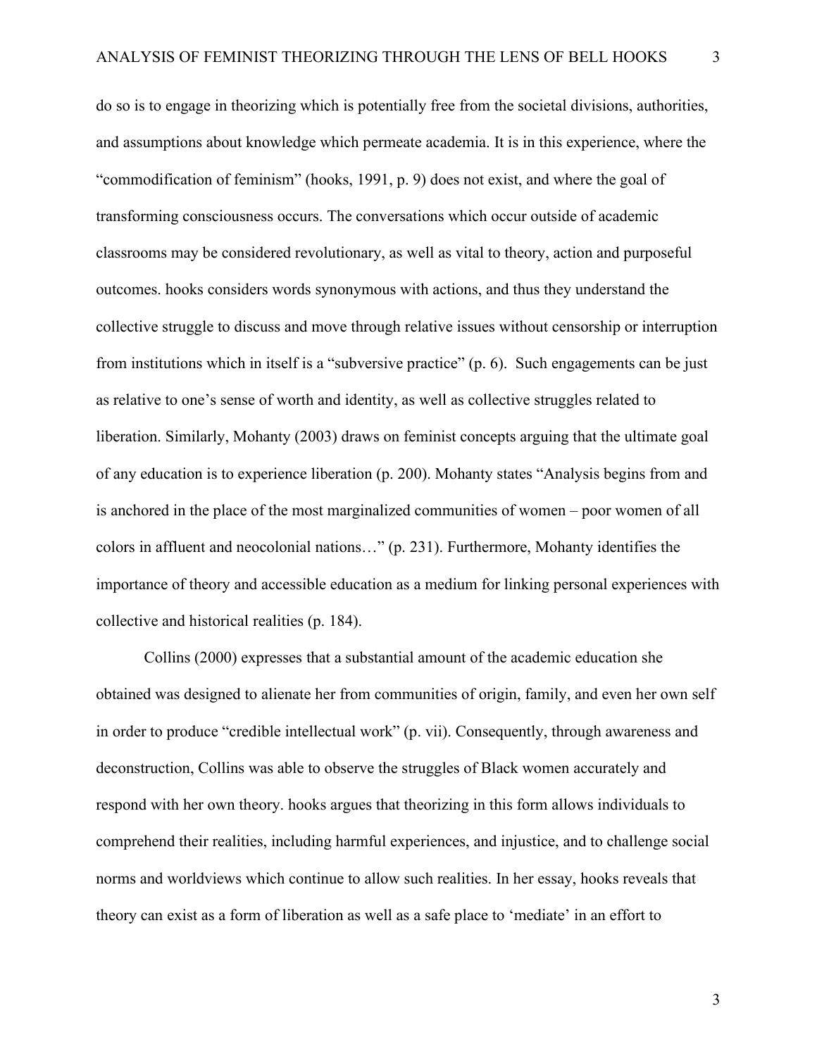do so is to engage in theorizing which is potentially free from the societal divisions, authorities, and assumptions about knowledge which permeate academia. It is in this experience, where the "commodification of feminism" (hooks, 1991, p. 9) does not exist, and where the goal of transforming consciousness occurs. The conversations which occur outside of academic classrooms may be considered revolutionary, as well as vital to theory, action and purposeful outcomes. hooks considers words synonymous with actions, and thus they understand the collective struggle to discuss and move through relative issues without censorship or interruption from institutions which in itself is a "subversive practice" (p. 6). Such engagements can be just as relative to one's sense of worth and identity, as well as collective struggles related to liberation. Similarly, Mohanty (2003) draws on feminist concepts arguing that the ultimate goal of any education is to experience liberation (p. 200). Mohanty states "Analysis begins from and is anchored in the place of the most marginalized communities of women – poor women of all colors in affluent and neocolonial nations…" (p. 231). Furthermore, Mohanty identifies the importance of theory and accessible education as a medium for linking personal experiences with collective and historical realities (p. 184).

Collins (2000) expresses that a substantial amount of the academic education she obtained was designed to alienate her from communities of origin, family, and even her own self in order to produce "credible intellectual work" (p. vii). Consequently, through awareness and deconstruction, Collins was able to observe the struggles of Black women accurately and respond with her own theory. hooks argues that theorizing in this form allows individuals to comprehend their realities, including harmful experiences, and injustice, and to challenge social norms and worldviews which continue to allow such realities. In her essay, hooks reveals that theory can exist as a form of liberation as well as a safe place to 'mediate' in an effort to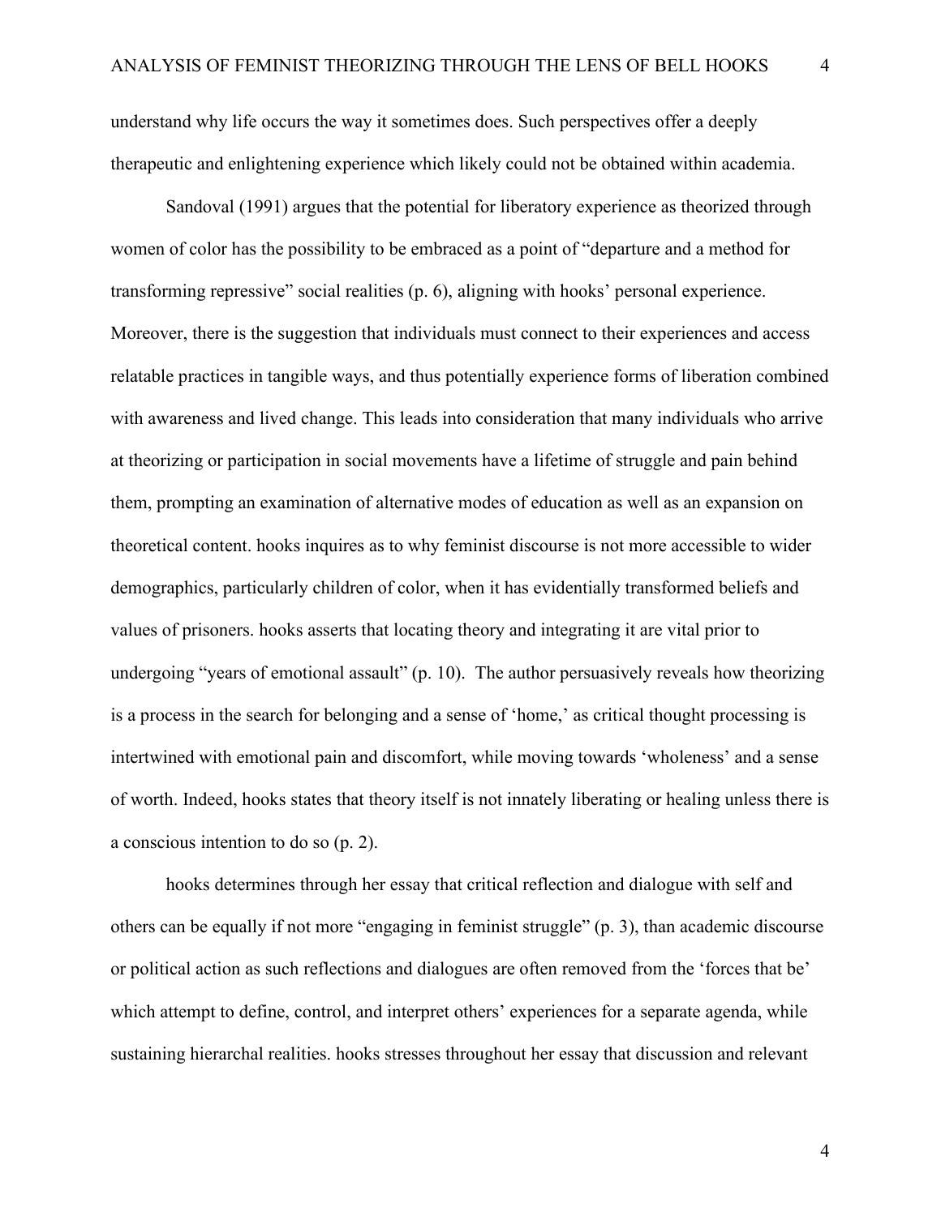understand why life occurs the way it sometimes does. Such perspectives offer a deeply therapeutic and enlightening experience which likely could not be obtained within academia.

Sandoval (1991) argues that the potential for liberatory experience as theorized through women of color has the possibility to be embraced as a point of "departure and a method for transforming repressive" social realities (p. 6), aligning with hooks' personal experience. Moreover, there is the suggestion that individuals must connect to their experiences and access relatable practices in tangible ways, and thus potentially experience forms of liberation combined with awareness and lived change. This leads into consideration that many individuals who arrive at theorizing or participation in social movements have a lifetime of struggle and pain behind them, prompting an examination of alternative modes of education as well as an expansion on theoretical content. hooks inquires as to why feminist discourse is not more accessible to wider demographics, particularly children of color, when it has evidentially transformed beliefs and values of prisoners. hooks asserts that locating theory and integrating it are vital prior to undergoing "years of emotional assault" (p. 10). The author persuasively reveals how theorizing is a process in the search for belonging and a sense of 'home,' as critical thought processing is intertwined with emotional pain and discomfort, while moving towards 'wholeness' and a sense of worth. Indeed, hooks states that theory itself is not innately liberating or healing unless there is a conscious intention to do so (p. 2).

hooks determines through her essay that critical reflection and dialogue with self and others can be equally if not more "engaging in feminist struggle" (p. 3), than academic discourse or political action as such reflections and dialogues are often removed from the 'forces that be' which attempt to define, control, and interpret others' experiences for a separate agenda, while sustaining hierarchal realities. hooks stresses throughout her essay that discussion and relevant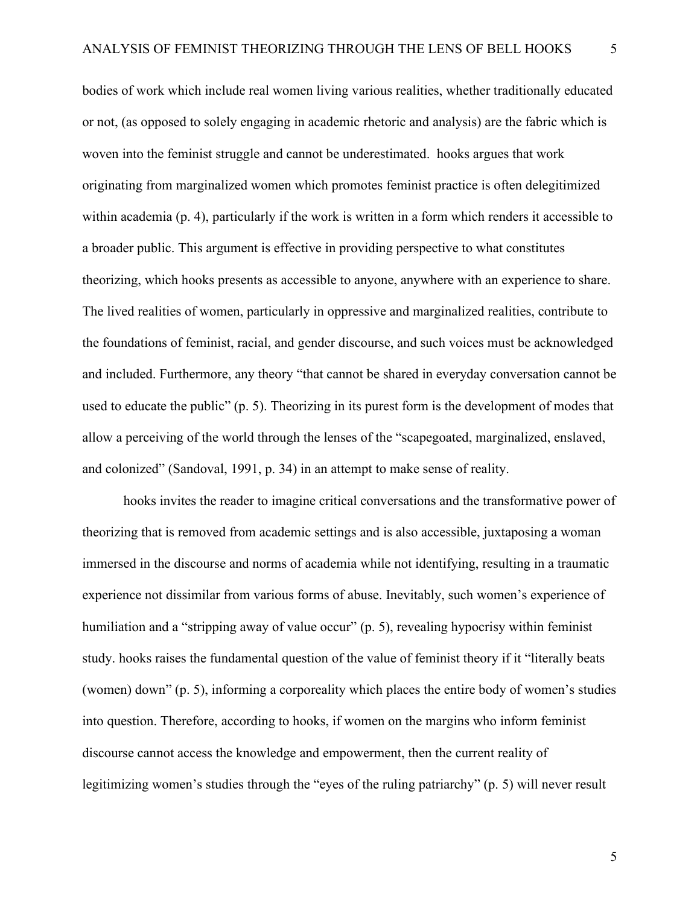bodies of work which include real women living various realities, whether traditionally educated or not, (as opposed to solely engaging in academic rhetoric and analysis) are the fabric which is woven into the feminist struggle and cannot be underestimated.  hooks argues that work originating from marginalized women which promotes feminist practice is often delegitimized within academia (p. 4), particularly if the work is written in a form which renders it accessible to a broader public. This argument is effective in providing perspective to what constitutes theorizing, which hooks presents as accessible to anyone, anywhere with an experience to share. The lived realities of women, particularly in oppressive and marginalized realities, contribute to the foundations of feminist, racial, and gender discourse, and such voices must be acknowledged and included. Furthermore, any theory "that cannot be shared in everyday conversation cannot be used to educate the public" (p. 5). Theorizing in its purest form is the development of modes that allow a perceiving of the world through the lenses of the "scapegoated, marginalized, enslaved, and colonized" (Sandoval, 1991, p. 34) in an attempt to make sense of reality.

hooks invites the reader to imagine critical conversations and the transformative power of theorizing that is removed from academic settings and is also accessible, juxtaposing a woman immersed in the discourse and norms of academia while not identifying, resulting in a traumatic experience not dissimilar from various forms of abuse. Inevitably, such women's experience of humiliation and a "stripping away of value occur" (p. 5), revealing hypocrisy within feminist study. hooks raises the fundamental question of the value of feminist theory if it "literally beats (women) down" (p. 5), informing a corporeality which places the entire body of women's studies into question. Therefore, according to hooks, if women on the margins who inform feminist discourse cannot access the knowledge and empowerment, then the current reality of legitimizing women's studies through the "eyes of the ruling patriarchy" (p. 5) will never result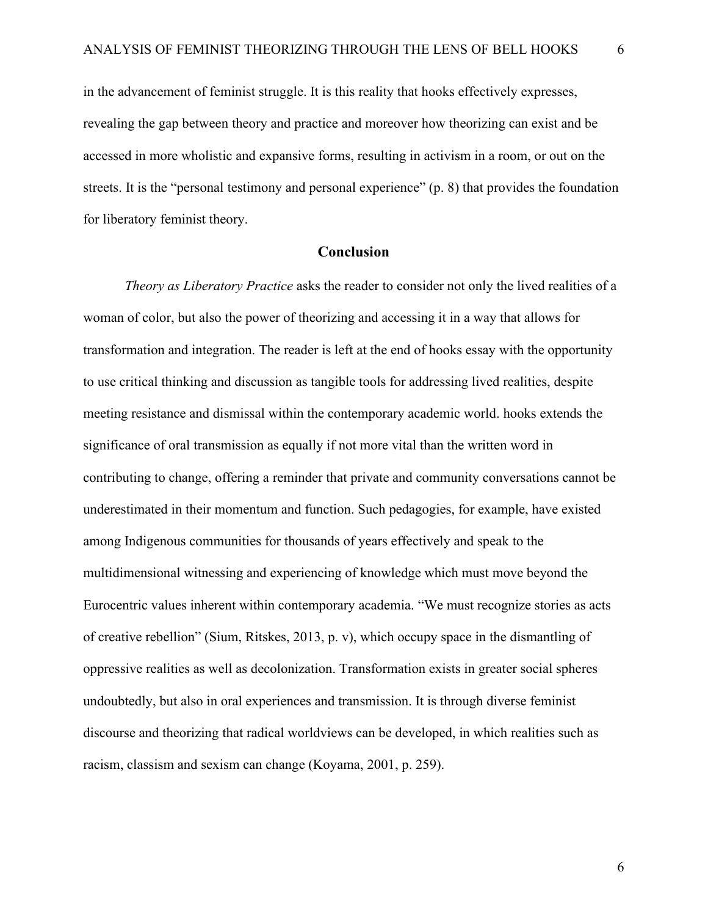in the advancement of feminist struggle. It is this reality that hooks effectively expresses, revealing the gap between theory and practice and moreover how theorizing can exist and be accessed in more wholistic and expansive forms, resulting in activism in a room, or out on the streets. It is the "personal testimony and personal experience" (p. 8) that provides the foundation for liberatory feminist theory.

## Conclusion

*Theory as Liberatory Practice* asks the reader to consider not only the lived realities of a woman of color, but also the power of theorizing and accessing it in a way that allows for transformation and integration. The reader is left at the end of hooks essay with the opportunity to use critical thinking and discussion as tangible tools for addressing lived realities, despite meeting resistance and dismissal within the contemporary academic world. hooks extends the significance of oral transmission as equally if not more vital than the written word in contributing to change, offering a reminder that private and community conversations cannot be underestimated in their momentum and function. Such pedagogies, for example, have existed among Indigenous communities for thousands of years effectively and speak to the multidimensional witnessing and experiencing of knowledge which must move beyond the Eurocentric values inherent within contemporary academia. "We must recognize stories as acts of creative rebellion" (Sium, Ritskes, 2013, p. v), which occupy space in the dismantling of oppressive realities as well as decolonization. Transformation exists in greater social spheres undoubtedly, but also in oral experiences and transmission. It is through diverse feminist discourse and theorizing that radical worldviews can be developed, in which realities such as racism, classism and sexism can change (Koyama, 2001, p. 259).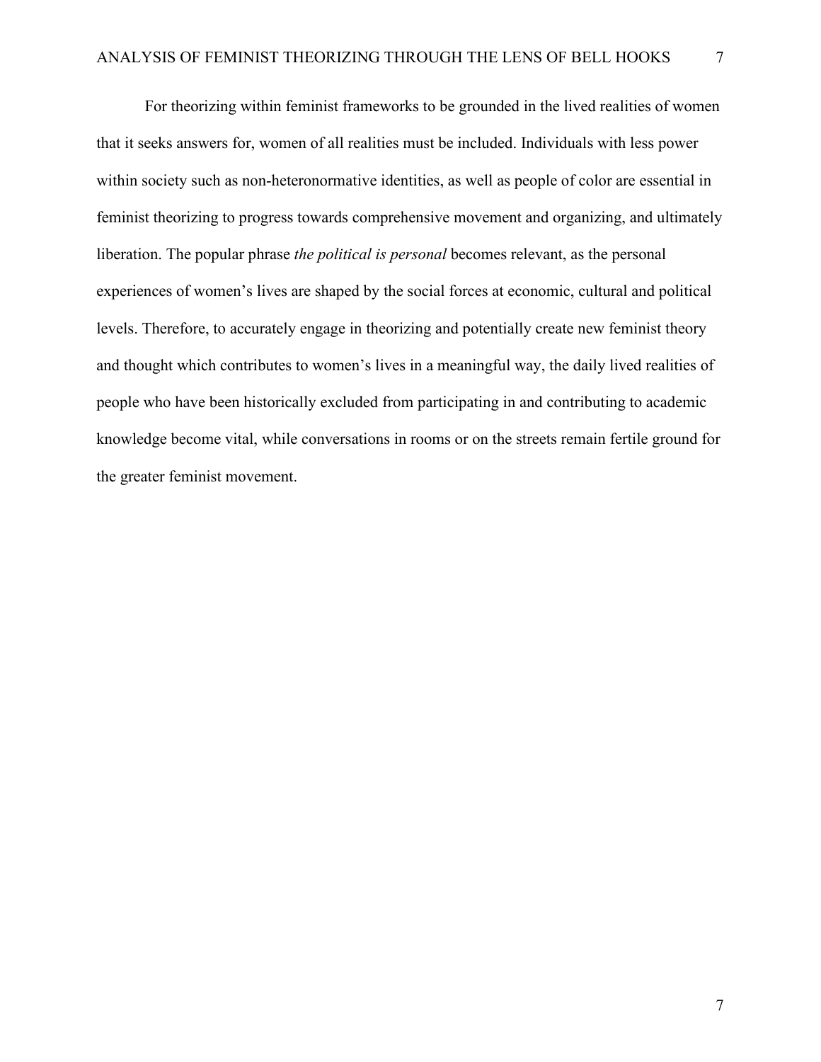For theorizing within feminist frameworks to be grounded in the lived realities of women that it seeks answers for, women of all realities must be included. Individuals with less power within society such as non-heteronormative identities, as well as people of color are essential in feminist theorizing to progress towards comprehensive movement and organizing, and ultimately liberation. The popular phrase *the political is personal* becomes relevant, as the personal experiences of women's lives are shaped by the social forces at economic, cultural and political levels. Therefore, to accurately engage in theorizing and potentially create new feminist theory and thought which contributes to women's lives in a meaningful way, the daily lived realities of people who have been historically excluded from participating in and contributing to academic knowledge become vital, while conversations in rooms or on the streets remain fertile ground for the greater feminist movement.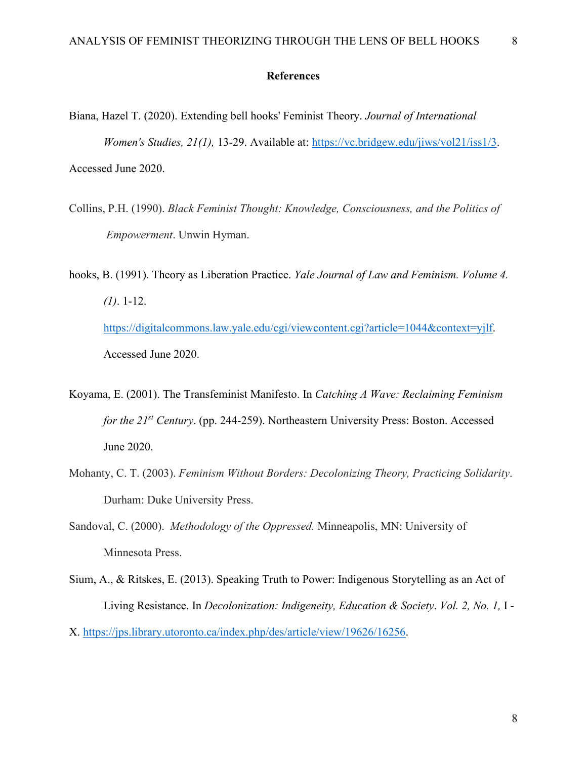## References

Biana, Hazel T. (2020). Extending bell hooks' Feminist Theory. *Journal of International Women's Studies, 21(1),* 13-29. Available at: https://vc.bridgew.edu/jiws/vol21/iss1/3. Accessed June 2020.

Collins, P.H. (1990). *Black Feminist Thought: Knowledge, Consciousness, and the Politics of Empowerment*. Unwin Hyman.

hooks, B. (1991). Theory as Liberation Practice. *Yale Journal of Law and Feminism. Volume 4. (1)*. 1-12. https://digitalcommons.law.yale.edu/cgi/viewcontent.cgi?article=1044&context=yjlf. Accessed June 2020.

Koyama, E. (2001). The Transfeminist Manifesto. In *Catching A Wave: Reclaiming Feminism for the 21st Century*. (pp. 244-259). Northeastern University Press: Boston. Accessed June 2020.

Mohanty, C. T. (2003). *Feminism Without Borders: Decolonizing Theory, Practicing Solidarity*. Durham: Duke University Press.

Sandoval, C. (2000). *Methodology of the Oppressed.* Minneapolis, MN: University of Minnesota Press.

Sium, A., & Ritskes, E. (2013). Speaking Truth to Power: Indigenous Storytelling as an Act of Living Resistance. In *Decolonization: Indigeneity, Education & Society*. *Vol. 2, No. 1,* I - X. https://jps.library.utoronto.ca/index.php/des/article/view/19626/16256.